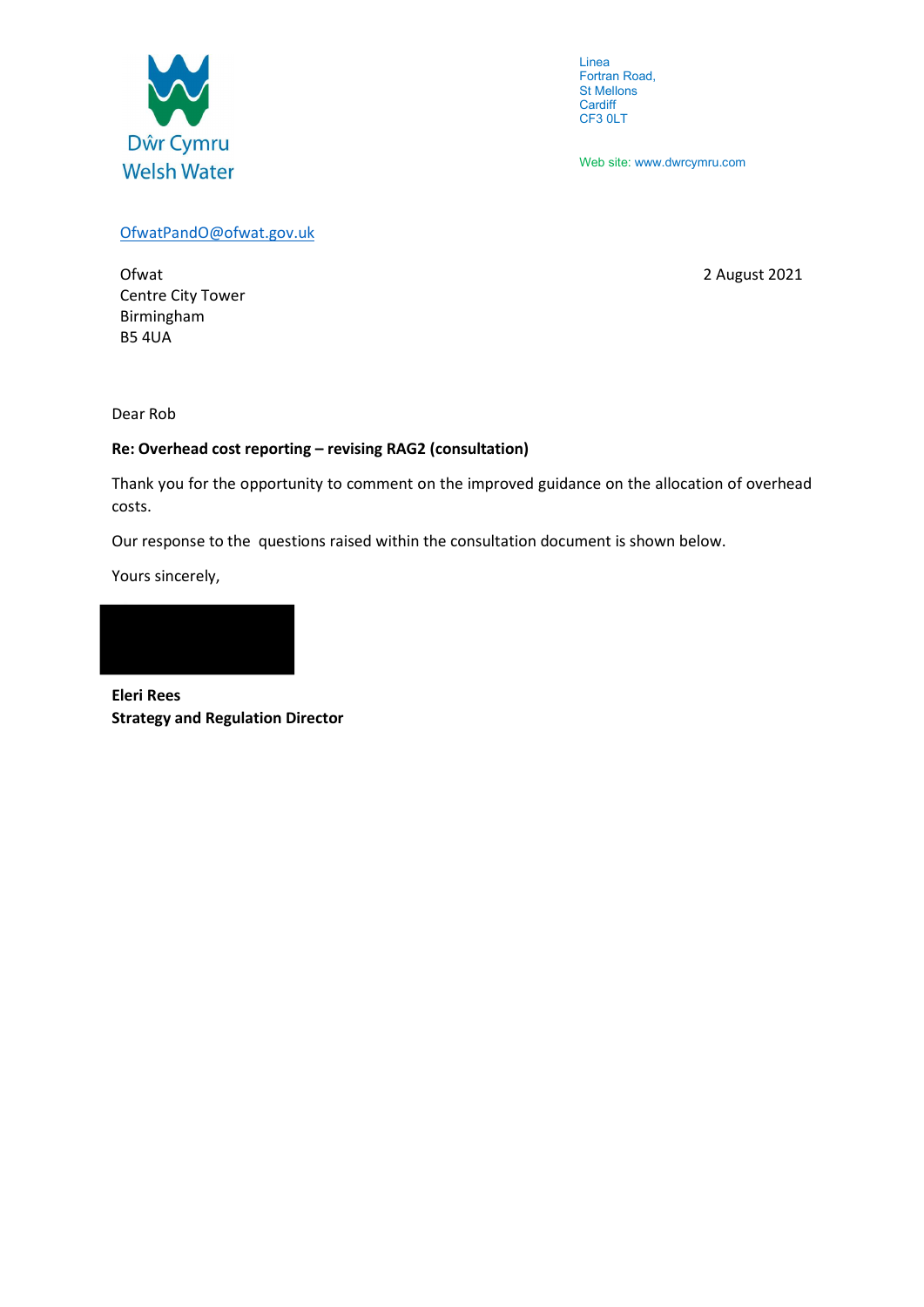Dŵr Cymru
Welsh Water

Linea
Fortran Road,
St Mellons
Cardiff
CF3 0LT

Web site: www.dwrcymru.com

OfwatPandO@ofwat.gov.uk

Ofwat
Centre City Tower
Birmingham
B5 4UA

2 August 2021

Dear Rob

**Re: Overhead cost reporting – revising RAG2 (consultation)**

Thank you for the opportunity to comment on the improved guidance on the allocation of overhead costs.

Our response to the questions raised within the consultation document is shown below.

Yours sincerely,

**Eleri Rees**
**Strategy and Regulation Director**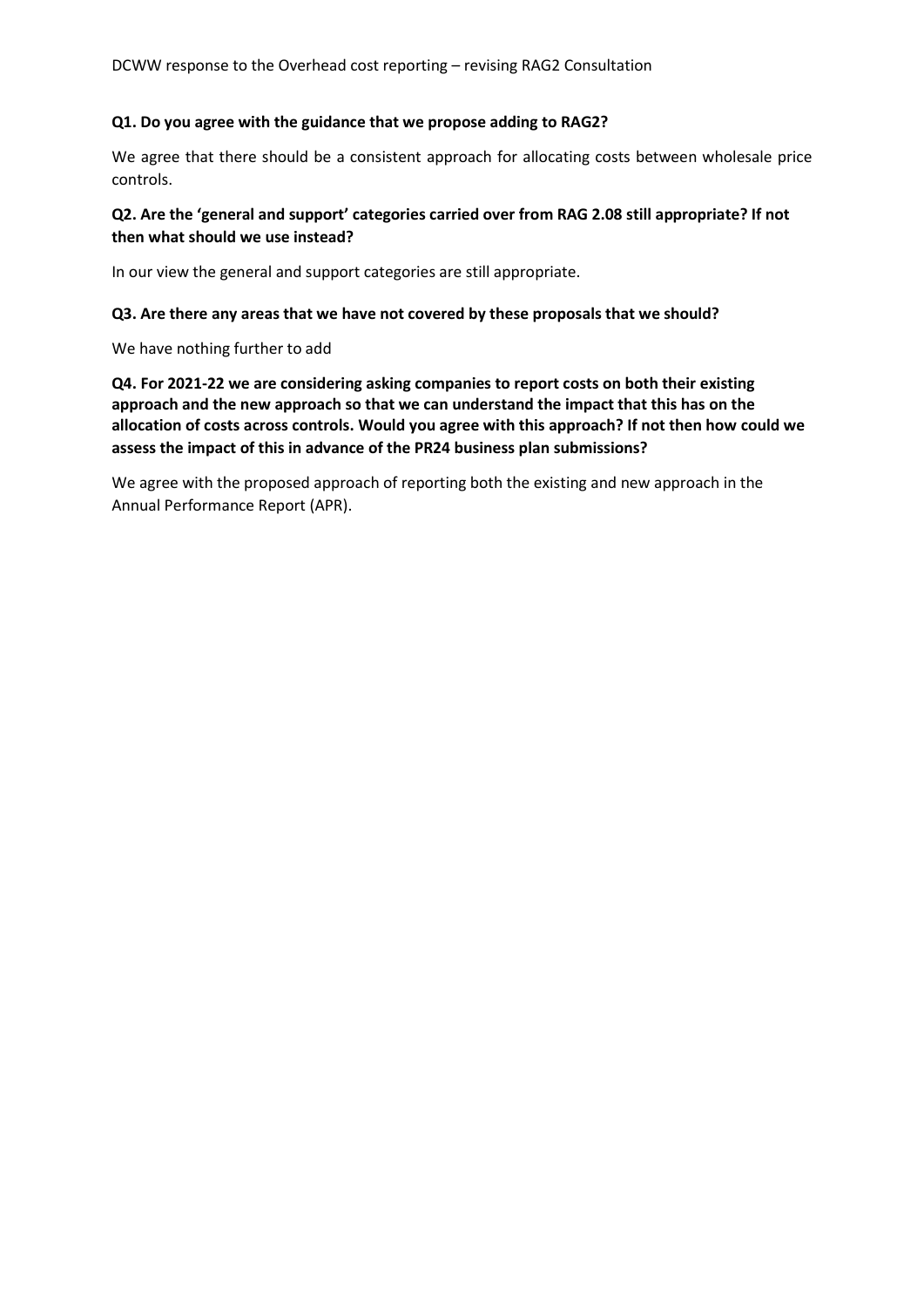DCWW response to the Overhead cost reporting – revising RAG2 Consultation

**Q1. Do you agree with the guidance that we propose adding to RAG2?**

We agree that there should be a consistent approach for allocating costs between wholesale price controls.

**Q2. Are the 'general and support' categories carried over from RAG 2.08 still appropriate? If not then what should we use instead?**

In our view the general and support categories are still appropriate.

**Q3. Are there any areas that we have not covered by these proposals that we should?**

We have nothing further to add

**Q4. For 2021-22 we are considering asking companies to report costs on both their existing approach and the new approach so that we can understand the impact that this has on the allocation of costs across controls. Would you agree with this approach? If not then how could we assess the impact of this in advance of the PR24 business plan submissions?**

We agree with the proposed approach of reporting both the existing and new approach in the Annual Performance Report (APR).